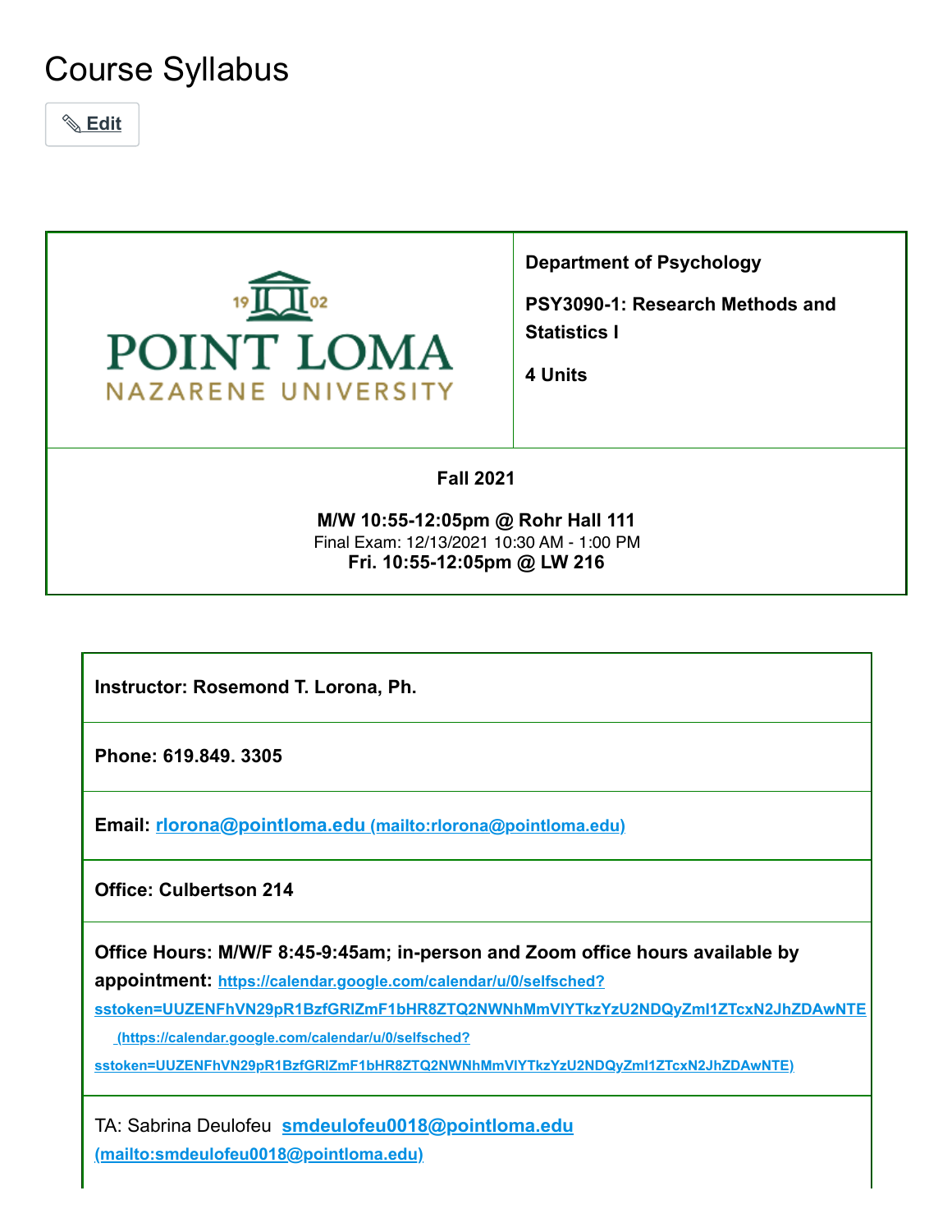# Course Syllabus

✎ Edit

| POINT LOMA NAZARENE UNIVERSITY | **Department of Psychology**<br><br>**PSY3090-1: Research Methods and Statistics I**<br><br>**4 Units** |
| --- | --- |
| **Fall 2021**<br><br>**M/W 10:55-12:05pm @ Rohr Hall 111**<br>Final Exam: 12/13/2021 10:30 AM - 1:00 PM<br>**Fri. 10:55-12:05pm @ LW 216** | |

| **Instructor: Rosemond T. Lorona, Ph.** |
| --- |
| **Phone: 619.849. 3305** |
| **Email: [rlorona@pointloma.edu (mailto:rlorona@pointloma.edu)](mailto:rlorona@pointloma.edu)** |
| **Office: Culbertson 214** |
| **Office Hours: M/W/F 8:45-9:45am; in-person and Zoom office hours available by appointment:** [https://calendar.google.com/calendar/u/0/selfsched?sstoken=UUZENFhVN29pR1BzfGRlZmF1bHR8ZTQ2NWNhMmVlYTkzYzU2NDQyZml1ZTcxN2JhZDAwNTE (https://calendar.google.com/calendar/u/0/selfsched?sstoken=UUZENFhVN29pR1BzfGRlZmF1bHR8ZTQ2NWNhMmVlYTkzYzU2NDQyZml1ZTcxN2JhZDAwNTE)](https://calendar.google.com/calendar/u/0/selfsched?sstoken=UUZENFhVN29pR1BzfGRlZmF1bHR8ZTQ2NWNhMmVlYTkzYzU2NDQyZml1ZTcxN2JhZDAwNTE) |
| TA: Sabrina Deulofeu [smdeulofeu0018@pointloma.edu (mailto:smdeulofeu0018@pointloma.edu)](mailto:smdeulofeu0018@pointloma.edu) |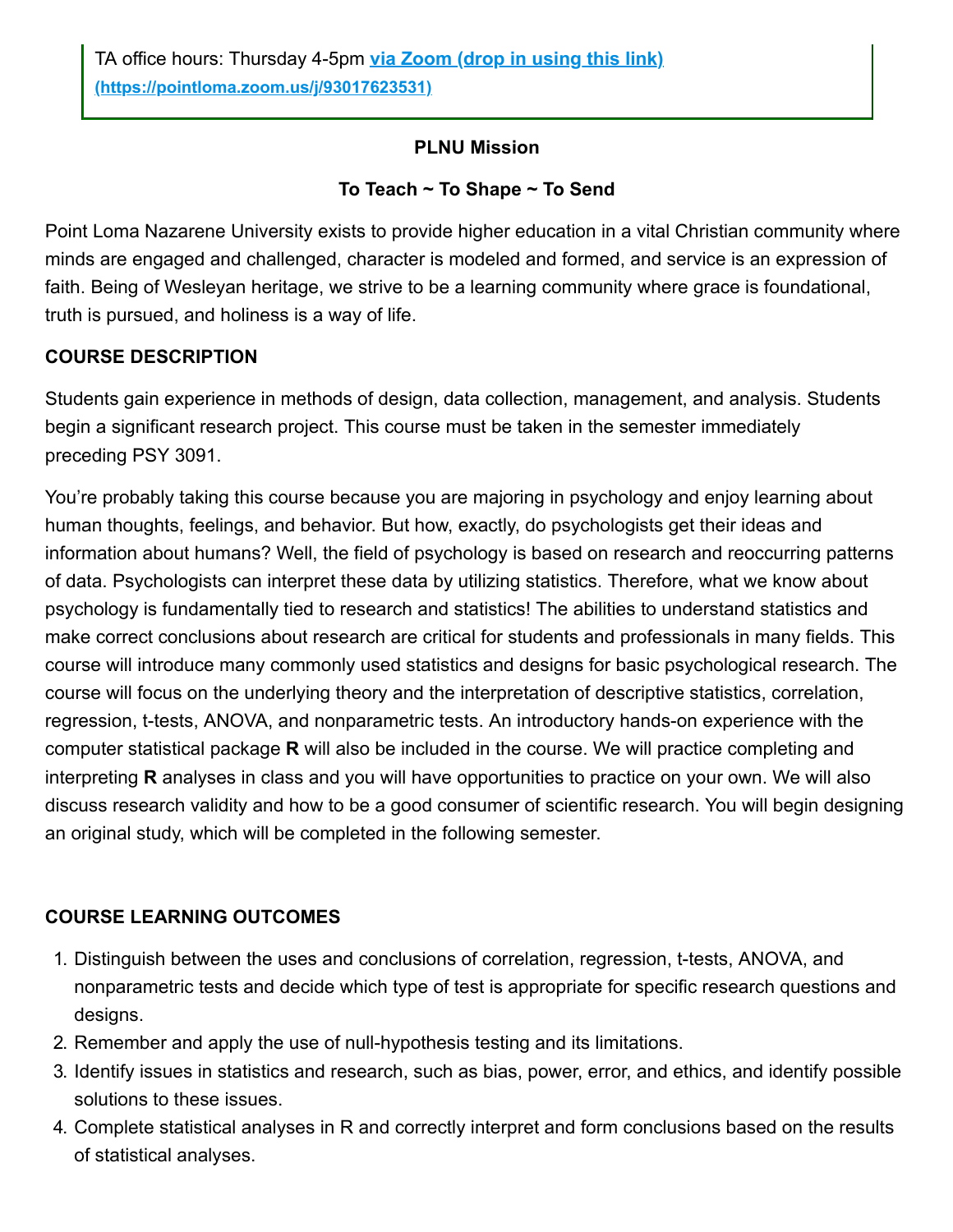TA office hours: Thursday 4-5pm [via Zoom (drop in using this link) (https://pointloma.zoom.us/j/93017623531)](https://pointloma.zoom.us/j/93017623531)

**PLNU Mission**

**To Teach ~ To Shape ~ To Send**

Point Loma Nazarene University exists to provide higher education in a vital Christian community where minds are engaged and challenged, character is modeled and formed, and service is an expression of faith. Being of Wesleyan heritage, we strive to be a learning community where grace is foundational, truth is pursued, and holiness is a way of life.

**COURSE DESCRIPTION**

Students gain experience in methods of design, data collection, management, and analysis. Students begin a significant research project. This course must be taken in the semester immediately preceding PSY 3091.

You're probably taking this course because you are majoring in psychology and enjoy learning about human thoughts, feelings, and behavior. But how, exactly, do psychologists get their ideas and information about humans? Well, the field of psychology is based on research and reoccurring patterns of data. Psychologists can interpret these data by utilizing statistics. Therefore, what we know about psychology is fundamentally tied to research and statistics! The abilities to understand statistics and make correct conclusions about research are critical for students and professionals in many fields. This course will introduce many commonly used statistics and designs for basic psychological research. The course will focus on the underlying theory and the interpretation of descriptive statistics, correlation, regression, t-tests, ANOVA, and nonparametric tests. An introductory hands-on experience with the computer statistical package **R** will also be included in the course. We will practice completing and interpreting **R** analyses in class and you will have opportunities to practice on your own. We will also discuss research validity and how to be a good consumer of scientific research. You will begin designing an original study, which will be completed in the following semester.

**COURSE LEARNING OUTCOMES**

1. Distinguish between the uses and conclusions of correlation, regression, t-tests, ANOVA, and nonparametric tests and decide which type of test is appropriate for specific research questions and designs.
2. Remember and apply the use of null-hypothesis testing and its limitations.
3. Identify issues in statistics and research, such as bias, power, error, and ethics, and identify possible solutions to these issues.
4. Complete statistical analyses in R and correctly interpret and form conclusions based on the results of statistical analyses.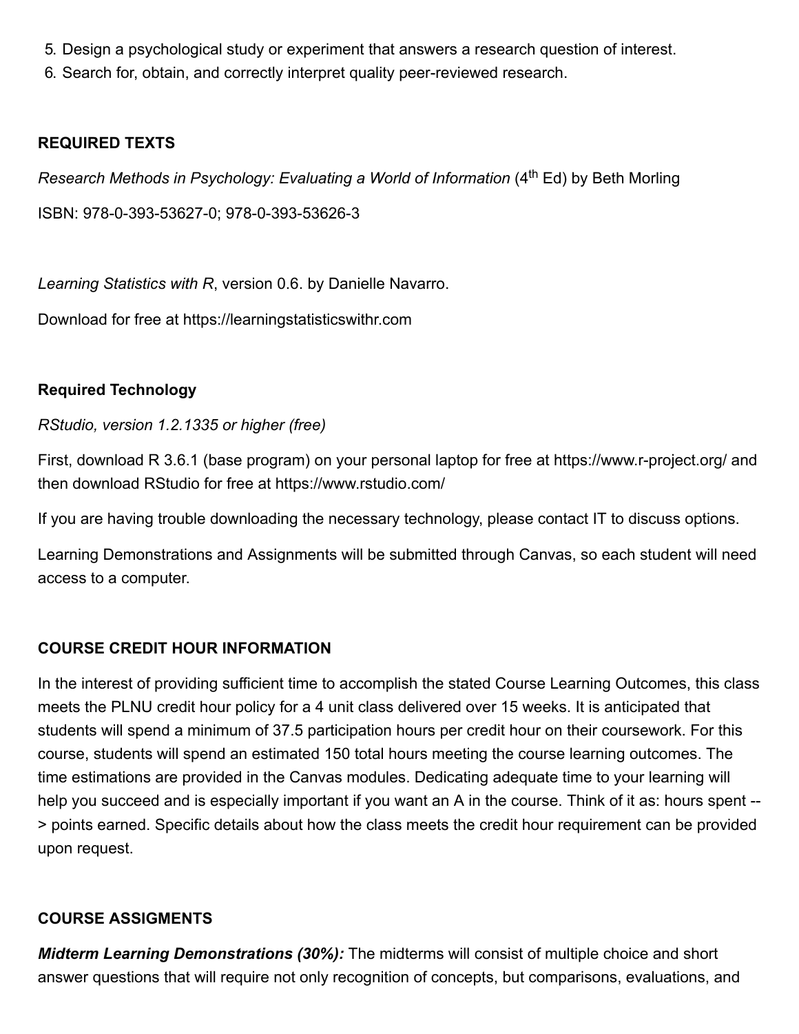5. Design a psychological study or experiment that answers a research question of interest.
6. Search for, obtain, and correctly interpret quality peer-reviewed research.

**REQUIRED TEXTS**

*Research Methods in Psychology: Evaluating a World of Information* (4th Ed) by Beth Morling

ISBN: 978-0-393-53627-0; 978-0-393-53626-3

*Learning Statistics with R*, version 0.6. by Danielle Navarro.

Download for free at https://learningstatisticswithr.com

**Required Technology**

*RStudio, version 1.2.1335 or higher (free)*

First, download R 3.6.1 (base program) on your personal laptop for free at https://www.r-project.org/ and then download RStudio for free at https://www.rstudio.com/

If you are having trouble downloading the necessary technology, please contact IT to discuss options.

Learning Demonstrations and Assignments will be submitted through Canvas, so each student will need access to a computer.

**COURSE CREDIT HOUR INFORMATION**

In the interest of providing sufficient time to accomplish the stated Course Learning Outcomes, this class meets the PLNU credit hour policy for a 4 unit class delivered over 15 weeks. It is anticipated that students will spend a minimum of 37.5 participation hours per credit hour on their coursework. For this course, students will spend an estimated 150 total hours meeting the course learning outcomes. The time estimations are provided in the Canvas modules. Dedicating adequate time to your learning will help you succeed and is especially important if you want an A in the course. Think of it as: hours spent --> points earned. Specific details about how the class meets the credit hour requirement can be provided upon request.

**COURSE ASSIGMENTS**

***Midterm Learning Demonstrations (30%):*** The midterms will consist of multiple choice and short answer questions that will require not only recognition of concepts, but comparisons, evaluations, and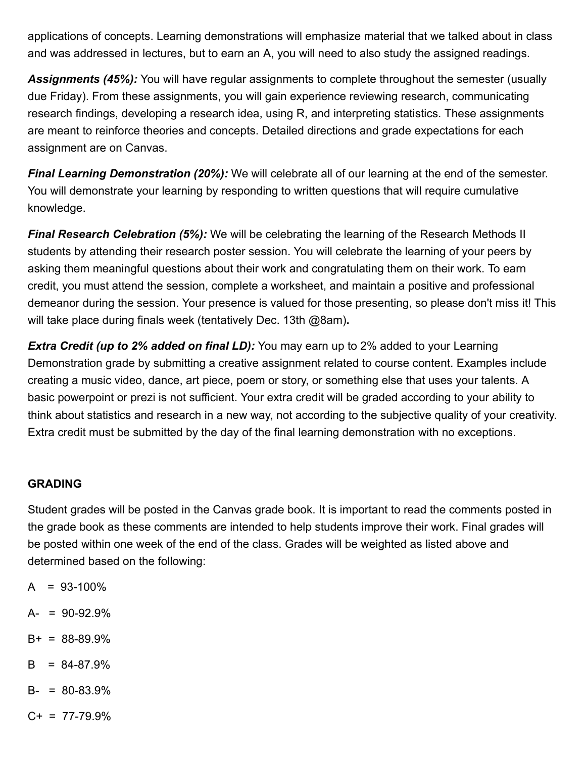applications of concepts. Learning demonstrations will emphasize material that we talked about in class and was addressed in lectures, but to earn an A, you will need to also study the assigned readings.

***Assignments (45%):*** You will have regular assignments to complete throughout the semester (usually due Friday). From these assignments, you will gain experience reviewing research, communicating research findings, developing a research idea, using R, and interpreting statistics. These assignments are meant to reinforce theories and concepts. Detailed directions and grade expectations for each assignment are on Canvas.

***Final Learning Demonstration (20%):*** We will celebrate all of our learning at the end of the semester. You will demonstrate your learning by responding to written questions that will require cumulative knowledge.

***Final Research Celebration (5%):*** We will be celebrating the learning of the Research Methods II students by attending their research poster session. You will celebrate the learning of your peers by asking them meaningful questions about their work and congratulating them on their work. To earn credit, you must attend the session, complete a worksheet, and maintain a positive and professional demeanor during the session. Your presence is valued for those presenting, so please don't miss it! This will take place during finals week (tentatively Dec. 13th @8am)**.**

***Extra Credit (up to 2% added on final LD):*** You may earn up to 2% added to your Learning Demonstration grade by submitting a creative assignment related to course content. Examples include creating a music video, dance, art piece, poem or story, or something else that uses your talents. A basic powerpoint or prezi is not sufficient. Your extra credit will be graded according to your ability to think about statistics and research in a new way, not according to the subjective quality of your creativity. Extra credit must be submitted by the day of the final learning demonstration with no exceptions.

**GRADING**

Student grades will be posted in the Canvas grade book. It is important to read the comments posted in the grade book as these comments are intended to help students improve their work. Final grades will be posted within one week of the end of the class. Grades will be weighted as listed above and determined based on the following:

A = 93-100%

A- = 90-92.9%

B+ = 88-89.9%

B = 84-87.9%

B- = 80-83.9%

C+ = 77-79.9%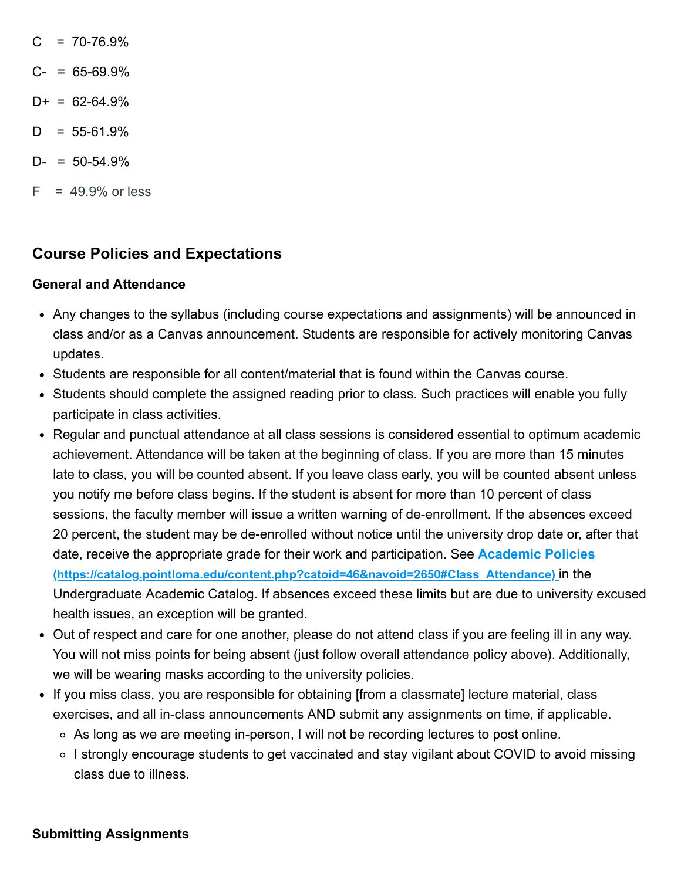C = 70-76.9%

C- = 65-69.9%

D+ = 62-64.9%

D = 55-61.9%

D- = 50-54.9%

F = 49.9% or less

## Course Policies and Expectations

### General and Attendance

- Any changes to the syllabus (including course expectations and assignments) will be announced in class and/or as a Canvas announcement. Students are responsible for actively monitoring Canvas updates.
- Students are responsible for all content/material that is found within the Canvas course.
- Students should complete the assigned reading prior to class. Such practices will enable you fully participate in class activities.
- Regular and punctual attendance at all class sessions is considered essential to optimum academic achievement. Attendance will be taken at the beginning of class. If you are more than 15 minutes late to class, you will be counted absent. If you leave class early, you will be counted absent unless you notify me before class begins. If the student is absent for more than 10 percent of class sessions, the faculty member will issue a written warning of de-enrollment. If the absences exceed 20 percent, the student may be de-enrolled without notice until the university drop date or, after that date, receive the appropriate grade for their work and participation. See **Academic Policies (https://catalog.pointloma.edu/content.php?catoid=46&navoid=2650#Class_Attendance)** in the Undergraduate Academic Catalog. If absences exceed these limits but are due to university excused health issues, an exception will be granted.
- Out of respect and care for one another, please do not attend class if you are feeling ill in any way. You will not miss points for being absent (just follow overall attendance policy above). Additionally, we will be wearing masks according to the university policies.
- If you miss class, you are responsible for obtaining [from a classmate] lecture material, class exercises, and all in-class announcements AND submit any assignments on time, if applicable.
  - As long as we are meeting in-person, I will not be recording lectures to post online.
  - I strongly encourage students to get vaccinated and stay vigilant about COVID to avoid missing class due to illness.

### Submitting Assignments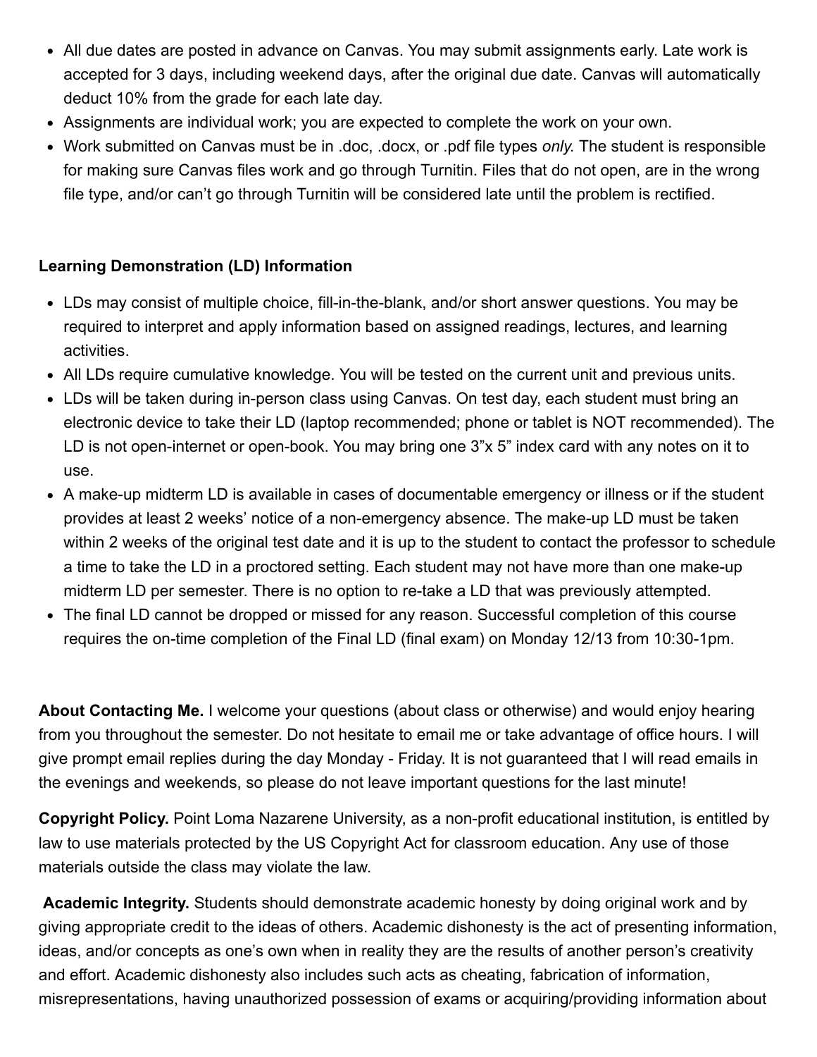- All due dates are posted in advance on Canvas. You may submit assignments early. Late work is accepted for 3 days, including weekend days, after the original due date. Canvas will automatically deduct 10% from the grade for each late day.
- Assignments are individual work; you are expected to complete the work on your own.
- Work submitted on Canvas must be in .doc, .docx, or .pdf file types *only.* The student is responsible for making sure Canvas files work and go through Turnitin. Files that do not open, are in the wrong file type, and/or can't go through Turnitin will be considered late until the problem is rectified.

**Learning Demonstration (LD) Information**

- LDs may consist of multiple choice, fill-in-the-blank, and/or short answer questions. You may be required to interpret and apply information based on assigned readings, lectures, and learning activities.
- All LDs require cumulative knowledge. You will be tested on the current unit and previous units.
- LDs will be taken during in-person class using Canvas. On test day, each student must bring an electronic device to take their LD (laptop recommended; phone or tablet is NOT recommended). The LD is not open-internet or open-book. You may bring one 3"x 5" index card with any notes on it to use.
- A make-up midterm LD is available in cases of documentable emergency or illness or if the student provides at least 2 weeks' notice of a non-emergency absence. The make-up LD must be taken within 2 weeks of the original test date and it is up to the student to contact the professor to schedule a time to take the LD in a proctored setting. Each student may not have more than one make-up midterm LD per semester. There is no option to re-take a LD that was previously attempted.
- The final LD cannot be dropped or missed for any reason. Successful completion of this course requires the on-time completion of the Final LD (final exam) on Monday 12/13 from 10:30-1pm.

**About Contacting Me.** I welcome your questions (about class or otherwise) and would enjoy hearing from you throughout the semester. Do not hesitate to email me or take advantage of office hours. I will give prompt email replies during the day Monday - Friday. It is not guaranteed that I will read emails in the evenings and weekends, so please do not leave important questions for the last minute!

**Copyright Policy.** Point Loma Nazarene University, as a non-profit educational institution, is entitled by law to use materials protected by the US Copyright Act for classroom education. Any use of those materials outside the class may violate the law.

**Academic Integrity.** Students should demonstrate academic honesty by doing original work and by giving appropriate credit to the ideas of others. Academic dishonesty is the act of presenting information, ideas, and/or concepts as one's own when in reality they are the results of another person's creativity and effort. Academic dishonesty also includes such acts as cheating, fabrication of information, misrepresentations, having unauthorized possession of exams or acquiring/providing information about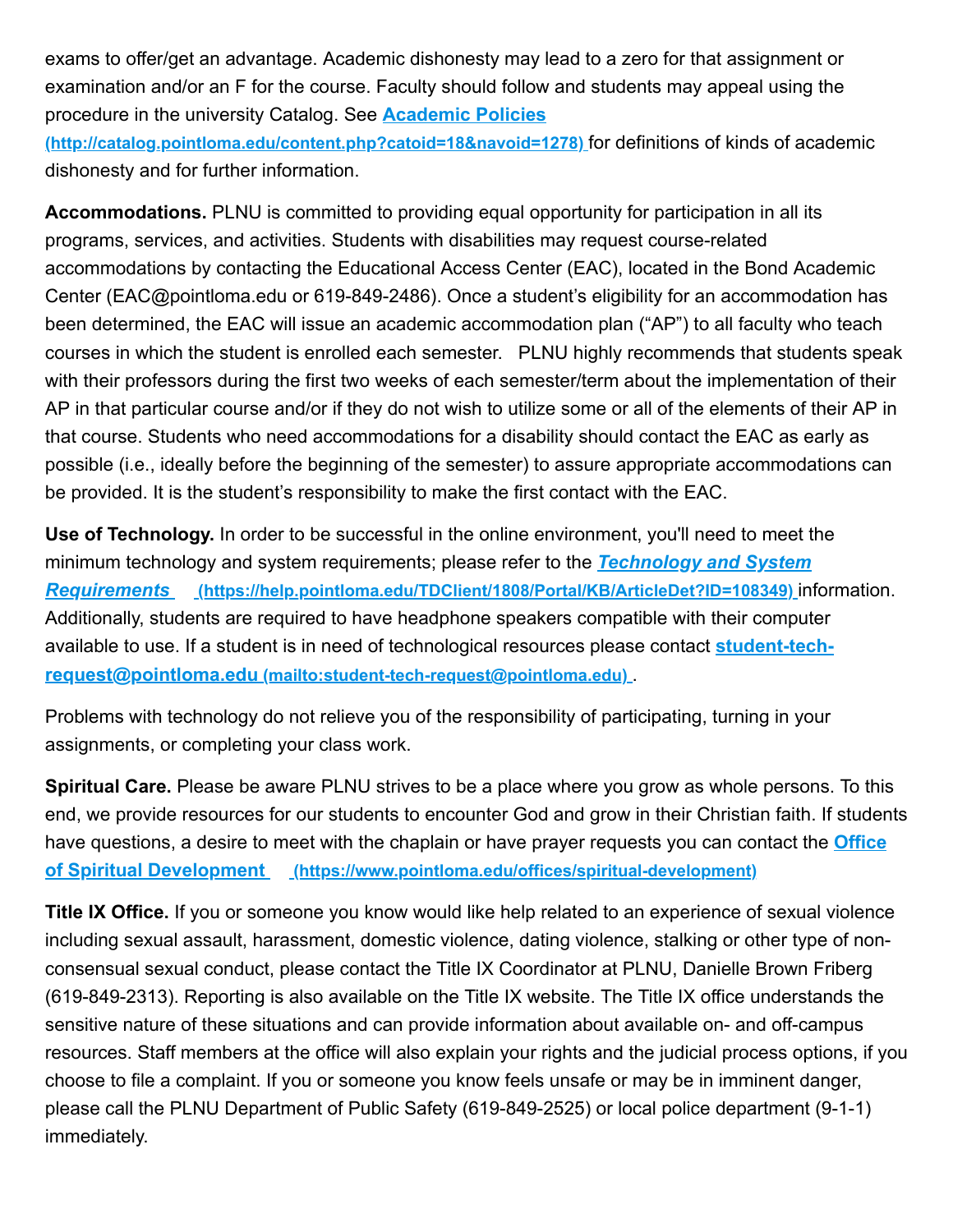exams to offer/get an advantage. Academic dishonesty may lead to a zero for that assignment or examination and/or an F for the course. Faculty should follow and students may appeal using the procedure in the university Catalog. See **[Academic Policies](http://catalog.pointloma.edu/content.php?catoid=18&navoid=1278)** (http://catalog.pointloma.edu/content.php?catoid=18&navoid=1278) for definitions of kinds of academic dishonesty and for further information.

**Accommodations.** PLNU is committed to providing equal opportunity for participation in all its programs, services, and activities. Students with disabilities may request course-related accommodations by contacting the Educational Access Center (EAC), located in the Bond Academic Center (EAC@pointloma.edu or 619-849-2486). Once a student's eligibility for an accommodation has been determined, the EAC will issue an academic accommodation plan ("AP") to all faculty who teach courses in which the student is enrolled each semester. PLNU highly recommends that students speak with their professors during the first two weeks of each semester/term about the implementation of their AP in that particular course and/or if they do not wish to utilize some or all of the elements of their AP in that course. Students who need accommodations for a disability should contact the EAC as early as possible (i.e., ideally before the beginning of the semester) to assure appropriate accommodations can be provided. It is the student's responsibility to make the first contact with the EAC.

**Use of Technology.** In order to be successful in the online environment, you'll need to meet the minimum technology and system requirements; please refer to the ***[Technology and System Requirements](https://help.pointloma.edu/TDClient/1808/Portal/KB/ArticleDet?ID=108349)*** (https://help.pointloma.edu/TDClient/1808/Portal/KB/ArticleDet?ID=108349) information. Additionally, students are required to have headphone speakers compatible with their computer available to use. If a student is in need of technological resources please contact **[student-tech-request@pointloma.edu](mailto:student-tech-request@pointloma.edu)** (mailto:student-tech-request@pointloma.edu) .

Problems with technology do not relieve you of the responsibility of participating, turning in your assignments, or completing your class work.

**Spiritual Care.** Please be aware PLNU strives to be a place where you grow as whole persons. To this end, we provide resources for our students to encounter God and grow in their Christian faith. If students have questions, a desire to meet with the chaplain or have prayer requests you can contact the **[Office of Spiritual Development](https://www.pointloma.edu/offices/spiritual-development)** (https://www.pointloma.edu/offices/spiritual-development)

**Title IX Office.** If you or someone you know would like help related to an experience of sexual violence including sexual assault, harassment, domestic violence, dating violence, stalking or other type of non-consensual sexual conduct, please contact the Title IX Coordinator at PLNU, Danielle Brown Friberg (619-849-2313). Reporting is also available on the Title IX website. The Title IX office understands the sensitive nature of these situations and can provide information about available on- and off-campus resources. Staff members at the office will also explain your rights and the judicial process options, if you choose to file a complaint. If you or someone you know feels unsafe or may be in imminent danger, please call the PLNU Department of Public Safety (619-849-2525) or local police department (9-1-1) immediately.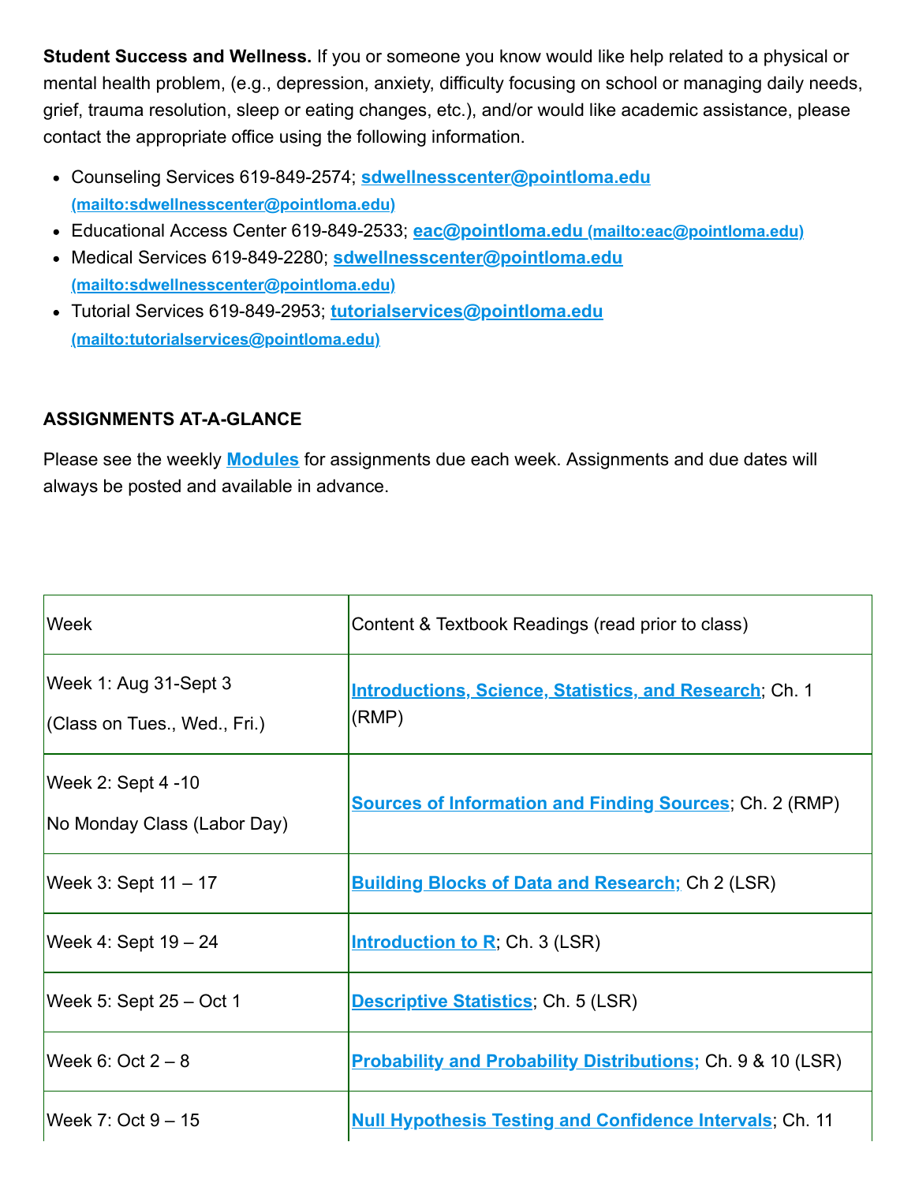**Student Success and Wellness.** If you or someone you know would like help related to a physical or mental health problem, (e.g., depression, anxiety, difficulty focusing on school or managing daily needs, grief, trauma resolution, sleep or eating changes, etc.), and/or would like academic assistance, please contact the appropriate office using the following information.

- Counseling Services 619-849-2574; **sdwellnesscenter@pointloma.edu (mailto:sdwellnesscenter@pointloma.edu)**
- Educational Access Center 619-849-2533; **eac@pointloma.edu (mailto:eac@pointloma.edu)**
- Medical Services 619-849-2280; **sdwellnesscenter@pointloma.edu (mailto:sdwellnesscenter@pointloma.edu)**
- Tutorial Services 619-849-2953; **tutorialservices@pointloma.edu (mailto:tutorialservices@pointloma.edu)**

**ASSIGNMENTS AT-A-GLANCE**

Please see the weekly **Modules** for assignments due each week. Assignments and due dates will always be posted and available in advance.

| Week | Content & Textbook Readings (read prior to class) |
| --- | --- |
| Week 1: Aug 31-Sept 3 (Class on Tues., Wed., Fri.) | **Introductions, Science, Statistics, and Research**; Ch. 1 (RMP) |
| Week 2: Sept 4 -10 No Monday Class (Labor Day) | **Sources of Information and Finding Sources**; Ch. 2 (RMP) |
| Week 3: Sept 11 – 17 | **Building Blocks of Data and Research;** Ch 2 (LSR) |
| Week 4: Sept 19 – 24 | **Introduction to R**; Ch. 3 (LSR) |
| Week 5: Sept 25 – Oct 1 | **Descriptive Statistics**; Ch. 5 (LSR) |
| Week 6: Oct 2 – 8 | **Probability and Probability Distributions;** Ch. 9 & 10 (LSR) |
| Week 7: Oct 9 – 15 | **Null Hypothesis Testing and Confidence Intervals**; Ch. 11 |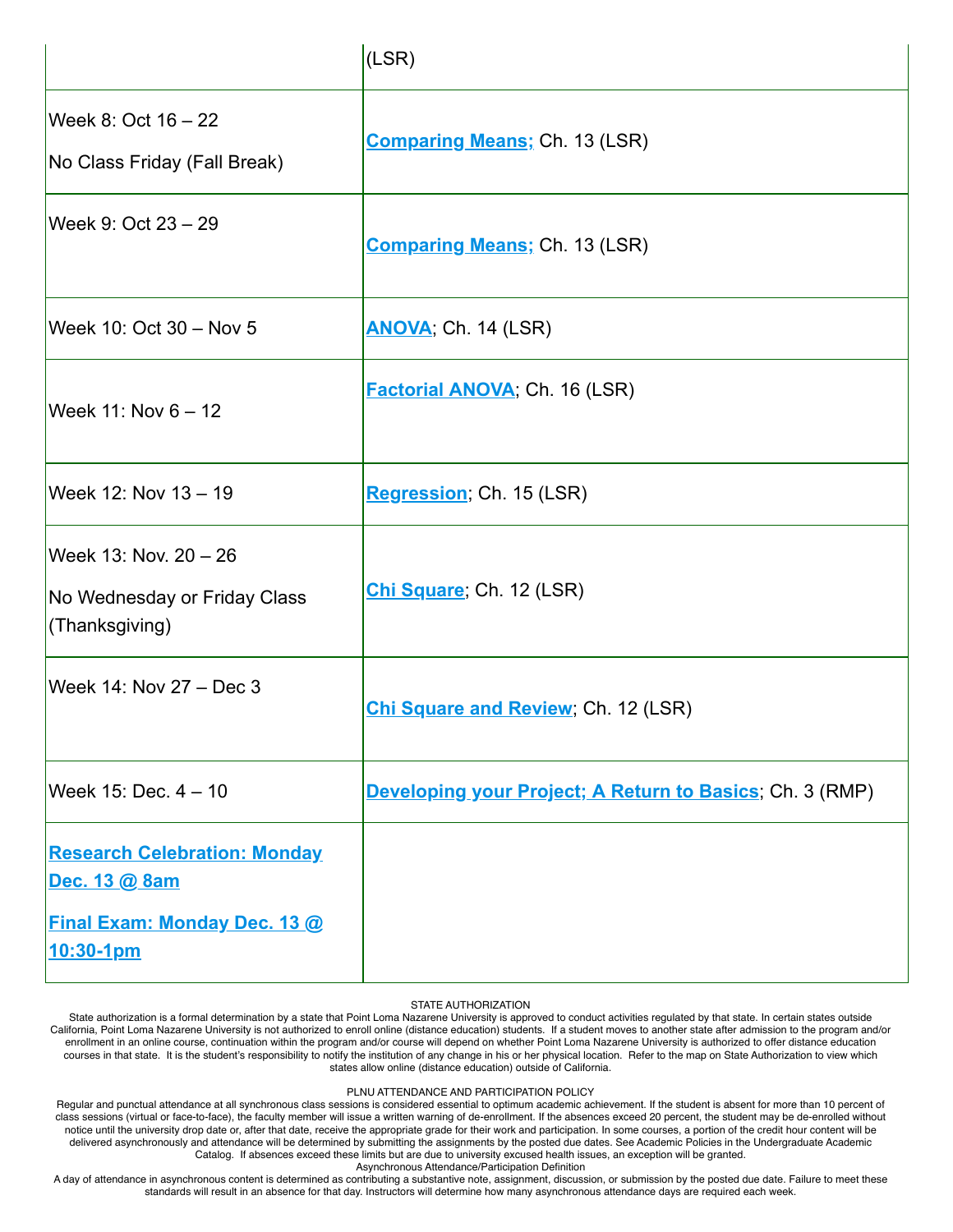| | |
|---|---|
| | (LSR) |
| Week 8: Oct 16 – 22<br>No Class Friday (Fall Break) | **Comparing Means;** Ch. 13 (LSR) |
| Week 9: Oct 23 – 29 | **Comparing Means;** Ch. 13 (LSR) |
| Week 10: Oct 30 – Nov 5 | **ANOVA**; Ch. 14 (LSR) |
| Week 11: Nov 6 – 12 | **Factorial ANOVA**; Ch. 16 (LSR) |
| Week 12: Nov 13 – 19 | **Regression**; Ch. 15 (LSR) |
| Week 13: Nov. 20 – 26<br>No Wednesday or Friday Class (Thanksgiving) | **Chi Square**; Ch. 12 (LSR) |
| Week 14: Nov 27 – Dec 3 | **Chi Square and Review**; Ch. 12 (LSR) |
| Week 15: Dec. 4 – 10 | **Developing your Project; A Return to Basics**; Ch. 3 (RMP) |
| **Research Celebration: Monday Dec. 13 @ 8am**<br>**Final Exam: Monday Dec. 13 @ 10:30-1pm** | |

STATE AUTHORIZATION

State authorization is a formal determination by a state that Point Loma Nazarene University is approved to conduct activities regulated by that state. In certain states outside California, Point Loma Nazarene University is not authorized to enroll online (distance education) students. If a student moves to another state after admission to the program and/or enrollment in an online course, continuation within the program and/or course will depend on whether Point Loma Nazarene University is authorized to offer distance education courses in that state. It is the student's responsibility to notify the institution of any change in his or her physical location. Refer to the map on State Authorization to view which states allow online (distance education) outside of California.

PLNU ATTENDANCE AND PARTICIPATION POLICY

Regular and punctual attendance at all synchronous class sessions is considered essential to optimum academic achievement. If the student is absent for more than 10 percent of class sessions (virtual or face-to-face), the faculty member will issue a written warning of de-enrollment. If the absences exceed 20 percent, the student may be de-enrolled without notice until the university drop date or, after that date, receive the appropriate grade for their work and participation. In some courses, a portion of the credit hour content will be delivered asynchronously and attendance will be determined by submitting the assignments by the posted due dates. See Academic Policies in the Undergraduate Academic Catalog. If absences exceed these limits but are due to university excused health issues, an exception will be granted.

Asynchronous Attendance/Participation Definition

A day of attendance in asynchronous content is determined as contributing a substantive note, assignment, discussion, or submission by the posted due date. Failure to meet these standards will result in an absence for that day. Instructors will determine how many asynchronous attendance days are required each week.